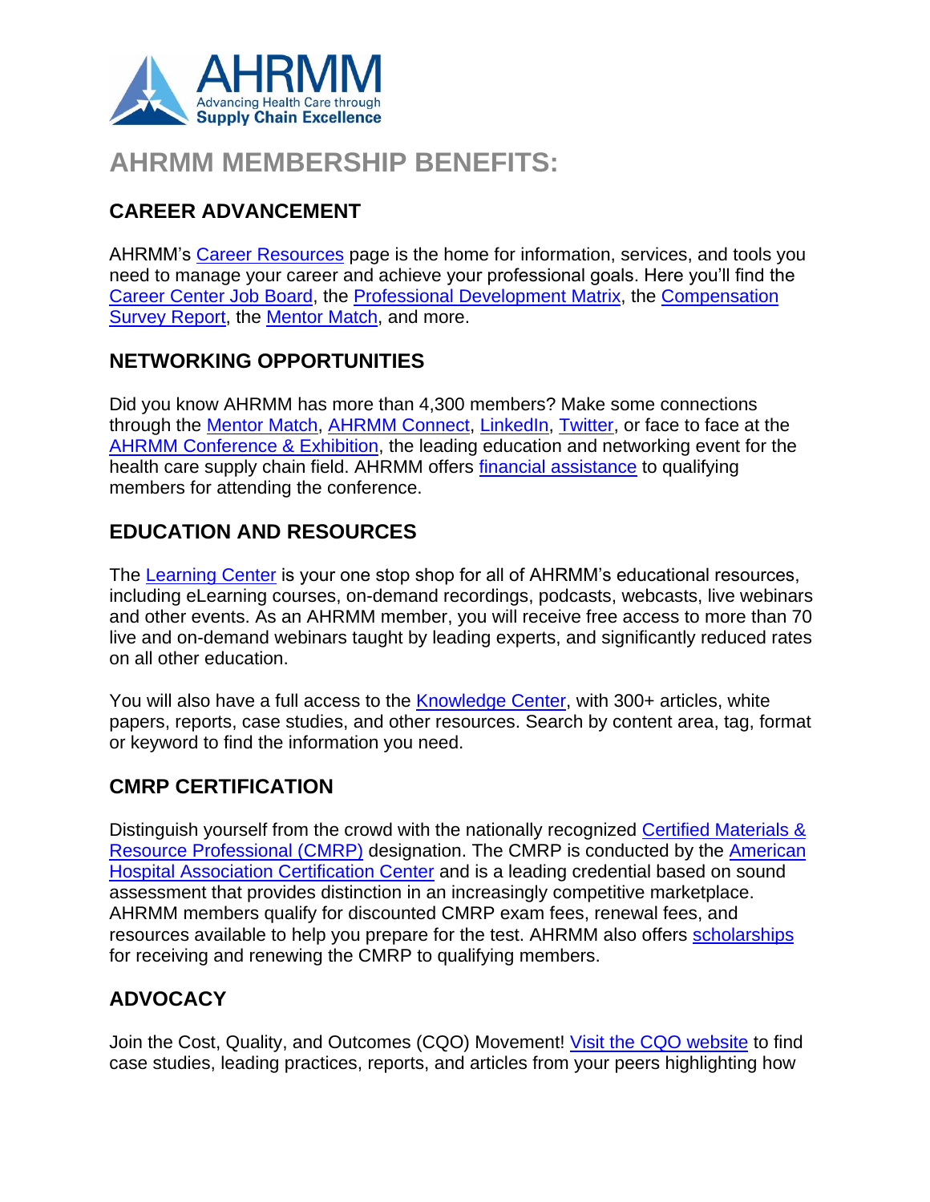AHRMM

Advancing Health Care through Supply Chain Excellence

# AHRMM MEMBERSHIP BENEFITS:

## CAREER ADVANCEMENT

AHRMM's Career Resources page is the home for information, services, and tools you need to manage your career and achieve your professional goals. Here you'll find the Career Center Job Board, the Professional Development Matrix, the Compensation Survey Report, the Mentor Match, and more.

## NETWORKING OPPORTUNITIES

Did you know AHRMM has more than 4,300 members? Make some connections through the Mentor Match, AHRMM Connect, LinkedIn, Twitter, or face to face at the AHRMM Conference & Exhibition, the leading education and networking event for the health care supply chain field. AHRMM offers financial assistance to qualifying members for attending the conference.

## EDUCATION AND RESOURCES

The Learning Center is your one stop shop for all of AHRMM's educational resources, including eLearning courses, on-demand recordings, podcasts, webcasts, live webinars and other events. As an AHRMM member, you will receive free access to more than 70 live and on-demand webinars taught by leading experts, and significantly reduced rates on all other education.

You will also have a full access to the Knowledge Center, with 300+ articles, white papers, reports, case studies, and other resources. Search by content area, tag, format or keyword to find the information you need.

## CMRP CERTIFICATION

Distinguish yourself from the crowd with the nationally recognized Certified Materials & Resource Professional (CMRP) designation. The CMRP is conducted by the American Hospital Association Certification Center and is a leading credential based on sound assessment that provides distinction in an increasingly competitive marketplace. AHRMM members qualify for discounted CMRP exam fees, renewal fees, and resources available to help you prepare for the test. AHRMM also offers scholarships for receiving and renewing the CMRP to qualifying members.

## ADVOCACY

Join the Cost, Quality, and Outcomes (CQO) Movement! Visit the CQO website to find case studies, leading practices, reports, and articles from your peers highlighting how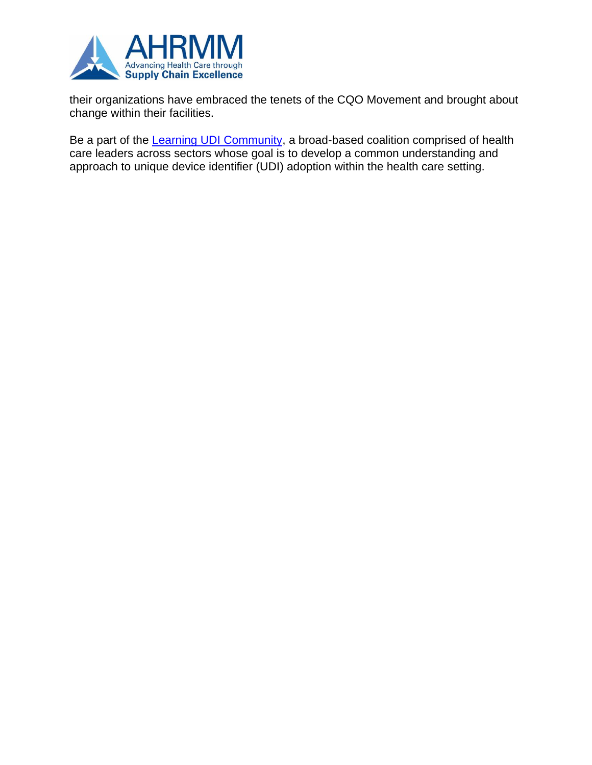their organizations have embraced the tenets of the CQO Movement and brought about change within their facilities.

Be a part of the Learning UDI Community, a broad-based coalition comprised of health care leaders across sectors whose goal is to develop a common understanding and approach to unique device identifier (UDI) adoption within the health care setting.